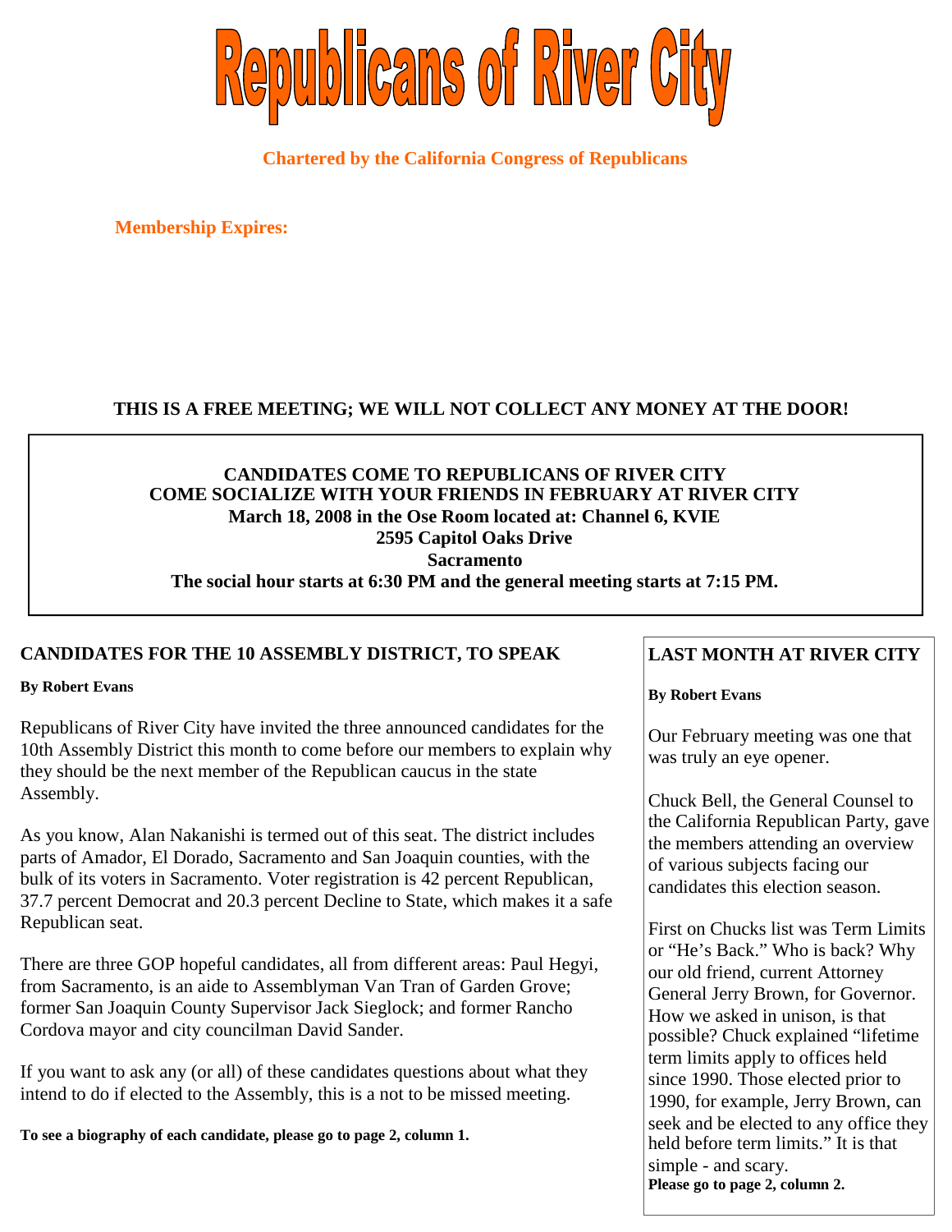# Republicans of River City

**Chartered by the California Congress of Republicans**

**Membership Expires:**

**THIS IS A FREE MEETING; WE WILL NOT COLLECT ANY MONEY AT THE DOOR!**

**CANDIDATES COME TO REPUBLICANS OF RIVER CITY**
**COME SOCIALIZE WITH YOUR FRIENDS IN FEBRUARY AT RIVER CITY**
**March 18, 2008 in the Ose Room located at: Channel 6, KVIE**
**2595 Capitol Oaks Drive**
**Sacramento**
**The social hour starts at 6:30 PM and the general meeting starts at 7:15 PM.**

## CANDIDATES FOR THE 10 ASSEMBLY DISTRICT, TO SPEAK

**By Robert Evans**

Republicans of River City have invited the three announced candidates for the 10th Assembly District this month to come before our members to explain why they should be the next member of the Republican caucus in the state Assembly.

As you know, Alan Nakanishi is termed out of this seat. The district includes parts of Amador, El Dorado, Sacramento and San Joaquin counties, with the bulk of its voters in Sacramento. Voter registration is 42 percent Republican, 37.7 percent Democrat and 20.3 percent Decline to State, which makes it a safe Republican seat.

There are three GOP hopeful candidates, all from different areas: Paul Hegyi, from Sacramento, is an aide to Assemblyman Van Tran of Garden Grove; former San Joaquin County Supervisor Jack Sieglock; and former Rancho Cordova mayor and city councilman David Sander.

If you want to ask any (or all) of these candidates questions about what they intend to do if elected to the Assembly, this is a not to be missed meeting.

**To see a biography of each candidate, please go to page 2, column 1.**

## LAST MONTH AT RIVER CITY

**By Robert Evans**

Our February meeting was one that was truly an eye opener.

Chuck Bell, the General Counsel to the California Republican Party, gave the members attending an overview of various subjects facing our candidates this election season.

First on Chucks list was Term Limits or "He's Back." Who is back? Why our old friend, current Attorney General Jerry Brown, for Governor. How we asked in unison, is that possible? Chuck explained "lifetime term limits apply to offices held since 1990. Those elected prior to 1990, for example, Jerry Brown, can seek and be elected to any office they held before term limits." It is that simple - and scary.

**Please go to page 2, column 2.**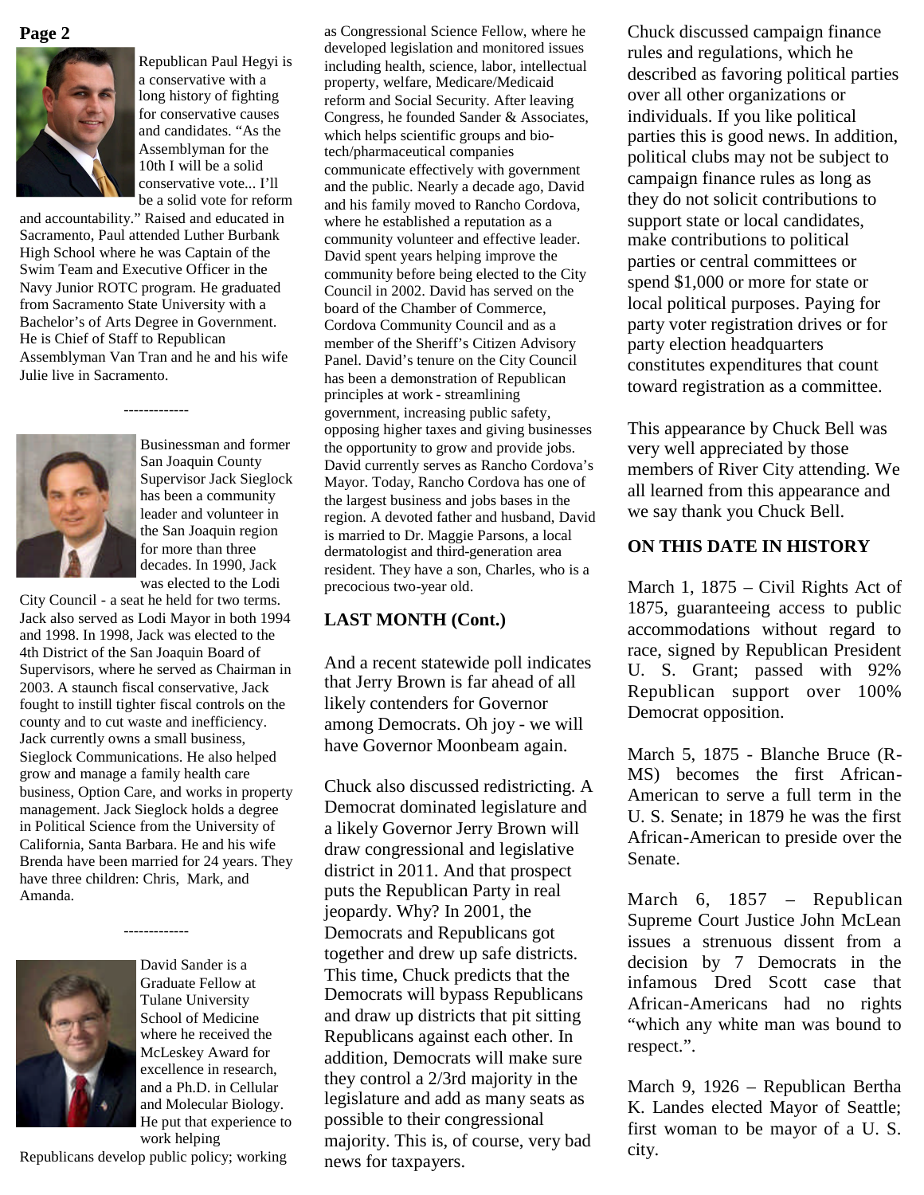Republican Paul Hegyi is a conservative with a long history of fighting for conservative causes and candidates. "As the Assemblyman for the 10th I will be a solid conservative vote... I'll be a solid vote for reform and accountability." Raised and educated in Sacramento, Paul attended Luther Burbank High School where he was Captain of the Swim Team and Executive Officer in the Navy Junior ROTC program. He graduated from Sacramento State University with a Bachelor's of Arts Degree in Government. He is Chief of Staff to Republican Assemblyman Van Tran and he and his wife Julie live in Sacramento.

-------------

Businessman and former San Joaquin County Supervisor Jack Sieglock has been a community leader and volunteer in the San Joaquin region for more than three decades. In 1990, Jack was elected to the Lodi City Council - a seat he held for two terms. Jack also served as Lodi Mayor in both 1994 and 1998. In 1998, Jack was elected to the 4th District of the San Joaquin Board of Supervisors, where he served as Chairman in 2003. A staunch fiscal conservative, Jack fought to instill tighter fiscal controls on the county and to cut waste and inefficiency. Jack currently owns a small business, Sieglock Communications. He also helped grow and manage a family health care business, Option Care, and works in property management. Jack Sieglock holds a degree in Political Science from the University of California, Santa Barbara. He and his wife Brenda have been married for 24 years. They have three children: Chris, Mark, and Amanda.

-------------

David Sander is a Graduate Fellow at Tulane University School of Medicine where he received the McLeskey Award for excellence in research, and a Ph.D. in Cellular and Molecular Biology. He put that experience to work helping Republicans develop public policy; working as Congressional Science Fellow, where he developed legislation and monitored issues including health, science, labor, intellectual property, welfare, Medicare/Medicaid reform and Social Security. After leaving Congress, he founded Sander & Associates, which helps scientific groups and bio-tech/pharmaceutical companies communicate effectively with government and the public. Nearly a decade ago, David and his family moved to Rancho Cordova, where he established a reputation as a community volunteer and effective leader. David spent years helping improve the community before being elected to the City Council in 2002. David has served on the board of the Chamber of Commerce, Cordova Community Council and as a member of the Sheriff's Citizen Advisory Panel. David's tenure on the City Council has been a demonstration of Republican principles at work - streamlining government, increasing public safety, opposing higher taxes and giving businesses the opportunity to grow and provide jobs. David currently serves as Rancho Cordova's Mayor. Today, Rancho Cordova has one of the largest business and jobs bases in the region. A devoted father and husband, David is married to Dr. Maggie Parsons, a local dermatologist and third-generation area resident. They have a son, Charles, who is a precocious two-year old.

## LAST MONTH (Cont.)

And a recent statewide poll indicates that Jerry Brown is far ahead of all likely contenders for Governor among Democrats. Oh joy - we will have Governor Moonbeam again.

Chuck also discussed redistricting. A Democrat dominated legislature and a likely Governor Jerry Brown will draw congressional and legislative district in 2011. And that prospect puts the Republican Party in real jeopardy. Why? In 2001, the Democrats and Republicans got together and drew up safe districts. This time, Chuck predicts that the Democrats will bypass Republicans and draw up districts that pit sitting Republicans against each other. In addition, Democrats will make sure they control a 2/3rd majority in the legislature and add as many seats as possible to their congressional majority. This is, of course, very bad news for taxpayers.

Chuck discussed campaign finance rules and regulations, which he described as favoring political parties over all other organizations or individuals. If you like political parties this is good news. In addition, political clubs may not be subject to campaign finance rules as long as they do not solicit contributions to support state or local candidates, make contributions to political parties or central committees or spend $1,000 or more for state or local political purposes. Paying for party voter registration drives or for party election headquarters constitutes expenditures that count toward registration as a committee.

This appearance by Chuck Bell was very well appreciated by those members of River City attending. We all learned from this appearance and we say thank you Chuck Bell.

## ON THIS DATE IN HISTORY

March 1, 1875 – Civil Rights Act of 1875, guaranteeing access to public accommodations without regard to race, signed by Republican President U. S. Grant; passed with 92% Republican support over 100% Democrat opposition.

March 5, 1875 - Blanche Bruce (R-MS) becomes the first African-American to serve a full term in the U. S. Senate; in 1879 he was the first African-American to preside over the Senate.

March 6, 1857 – Republican Supreme Court Justice John McLean issues a strenuous dissent from a decision by 7 Democrats in the infamous Dred Scott case that African-Americans had no rights "which any white man was bound to respect.".

March 9, 1926 – Republican Bertha K. Landes elected Mayor of Seattle; first woman to be mayor of a U. S. city.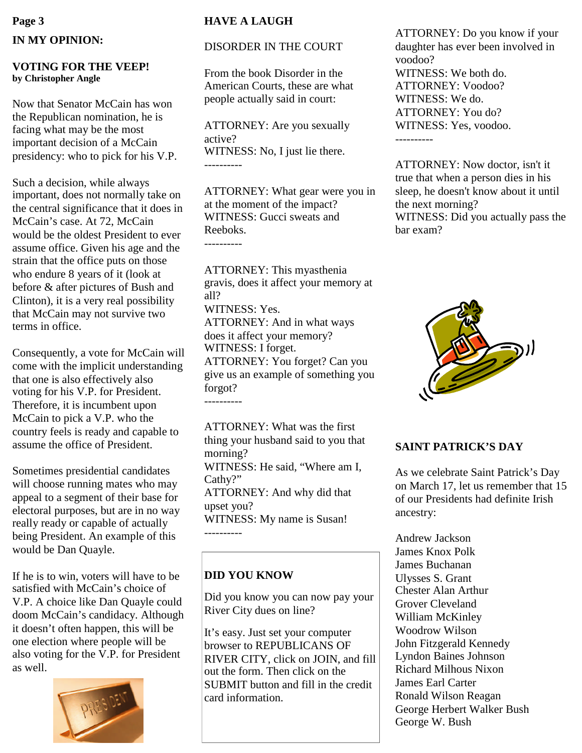## IN MY OPINION:

### VOTING FOR THE VEEP!

**by Christopher Angle**

Now that Senator McCain has won the Republican nomination, he is facing what may be the most important decision of a McCain presidency: who to pick for his V.P.

Such a decision, while always important, does not normally take on the central significance that it does in McCain's case. At 72, McCain would be the oldest President to ever assume office. Given his age and the strain that the office puts on those who endure 8 years of it (look at before & after pictures of Bush and Clinton), it is a very real possibility that McCain may not survive two terms in office.

Consequently, a vote for McCain will come with the implicit understanding that one is also effectively also voting for his V.P. for President. Therefore, it is incumbent upon McCain to pick a V.P. who the country feels is ready and capable to assume the office of President.

Sometimes presidential candidates will choose running mates who may appeal to a segment of their base for electoral purposes, but are in no way really ready or capable of actually being President. An example of this would be Dan Quayle.

If he is to win, voters will have to be satisfied with McCain's choice of V.P. A choice like Dan Quayle could doom McCain's candidacy. Although it doesn't often happen, this will be one election where people will be also voting for the V.P. for President as well.

## HAVE A LAUGH

DISORDER IN THE COURT

From the book Disorder in the American Courts, these are what people actually said in court:

ATTORNEY: Are you sexually active?
WITNESS: No, I just lie there.

----------

ATTORNEY: What gear were you in at the moment of the impact?
WITNESS: Gucci sweats and Reeboks.

----------

ATTORNEY: This myasthenia gravis, does it affect your memory at all?
WITNESS: Yes.
ATTORNEY: And in what ways does it affect your memory?
WITNESS: I forget.
ATTORNEY: You forget? Can you give us an example of something you forgot?

----------

ATTORNEY: What was the first thing your husband said to you that morning?
WITNESS: He said, "Where am I, Cathy?"
ATTORNEY: And why did that upset you?
WITNESS: My name is Susan!

----------

ATTORNEY: Do you know if your daughter has ever been involved in voodoo?
WITNESS: We both do.
ATTORNEY: Voodoo?
WITNESS: We do.
ATTORNEY: You do?
WITNESS: Yes, voodoo.

----------

ATTORNEY: Now doctor, isn't it true that when a person dies in his sleep, he doesn't know about it until the next morning?
WITNESS: Did you actually pass the bar exam?

## DID YOU KNOW

Did you know you can now pay your River City dues on line?

It's easy. Just set your computer browser to REPUBLICANS OF RIVER CITY, click on JOIN, and fill out the form. Then click on the SUBMIT button and fill in the credit card information.

## SAINT PATRICK'S DAY

As we celebrate Saint Patrick's Day on March 17, let us remember that 15 of our Presidents had definite Irish ancestry:

Andrew Jackson
James Knox Polk
James Buchanan
Ulysses S. Grant
Chester Alan Arthur
Grover Cleveland
William McKinley
Woodrow Wilson
John Fitzgerald Kennedy
Lyndon Baines Johnson
Richard Milhous Nixon
James Earl Carter
Ronald Wilson Reagan
George Herbert Walker Bush
George W. Bush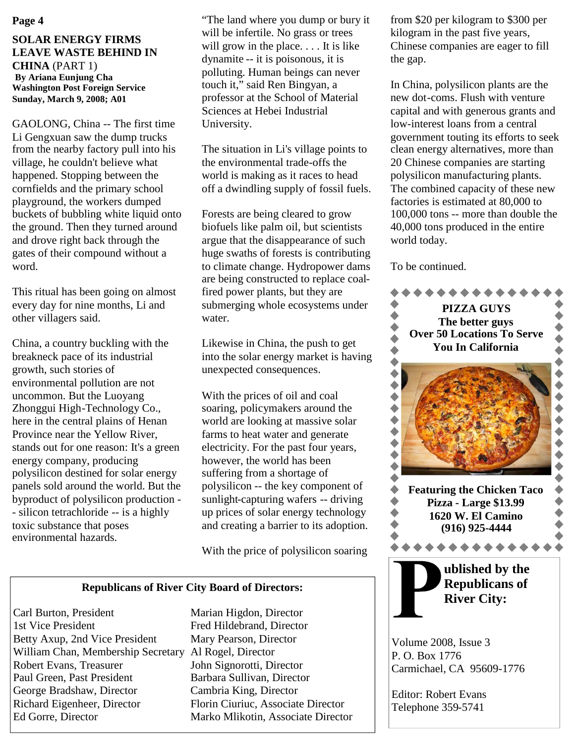## SOLAR ENERGY FIRMS LEAVE WASTE BEHIND IN CHINA (PART 1)

**By Ariana Eunjung Cha**
**Washington Post Foreign Service**
**Sunday, March 9, 2008; A01**

GAOLONG, China -- The first time Li Gengxuan saw the dump trucks from the nearby factory pull into his village, he couldn't believe what happened. Stopping between the cornfields and the primary school playground, the workers dumped buckets of bubbling white liquid onto the ground. Then they turned around and drove right back through the gates of their compound without a word.

This ritual has been going on almost every day for nine months, Li and other villagers said.

China, a country buckling with the breakneck pace of its industrial growth, such stories of environmental pollution are not uncommon. But the Luoyang Zhonggui High-Technology Co., here in the central plains of Henan Province near the Yellow River, stands out for one reason: It's a green energy company, producing polysilicon destined for solar energy panels sold around the world. But the byproduct of polysilicon production -- silicon tetrachloride -- is a highly toxic substance that poses environmental hazards.

"The land where you dump or bury it will be infertile. No grass or trees will grow in the place. . . . It is like dynamite -- it is poisonous, it is polluting. Human beings can never touch it," said Ren Bingyan, a professor at the School of Material Sciences at Hebei Industrial University.

The situation in Li's village points to the environmental trade-offs the world is making as it races to head off a dwindling supply of fossil fuels.

Forests are being cleared to grow biofuels like palm oil, but scientists argue that the disappearance of such huge swaths of forests is contributing to climate change. Hydropower dams are being constructed to replace coal-fired power plants, but they are submerging whole ecosystems under water.

Likewise in China, the push to get into the solar energy market is having unexpected consequences.

With the prices of oil and coal soaring, policymakers around the world are looking at massive solar farms to heat water and generate electricity. For the past four years, however, the world has been suffering from a shortage of polysilicon -- the key component of sunlight-capturing wafers -- driving up prices of solar energy technology and creating a barrier to its adoption.

With the price of polysilicon soaring from $20 per kilogram to $300 per kilogram in the past five years, Chinese companies are eager to fill the gap.

In China, polysilicon plants are the new dot-coms. Flush with venture capital and with generous grants and low-interest loans from a central government touting its efforts to seek clean energy alternatives, more than 20 Chinese companies are starting polysilicon manufacturing plants. The combined capacity of these new factories is estimated at 80,000 to 100,000 tons -- more than double the 40,000 tons produced in the entire world today.

To be continued.

---

**PIZZA GUYS**
**The better guys**
**Over 50 Locations To Serve You In California**

**Featuring the Chicken Taco Pizza - Large $13.99**
**1620 W. El Camino**
**(916) 925-4444**

---

**Republicans of River City Board of Directors:**

Carl Burton, President
1st Vice President
Betty Axup, 2nd Vice President
William Chan, Membership Secretary
Robert Evans, Treasurer
Paul Green, Past President
George Bradshaw, Director
Richard Eigenheer, Director
Ed Gorre, Director
Marian Higdon, Director
Fred Hildebrand, Director
Mary Pearson, Director
Al Rogel, Director
John Signorotti, Director
Barbara Sullivan, Director
Cambria King, Director
Florin Ciuriuc, Associate Director
Marko Mlikotin, Associate Director

---

**Published by the Republicans of River City:**

Volume 2008, Issue 3
P. O. Box 1776
Carmichael, CA 95609-1776

Editor: Robert Evans
Telephone 359-5741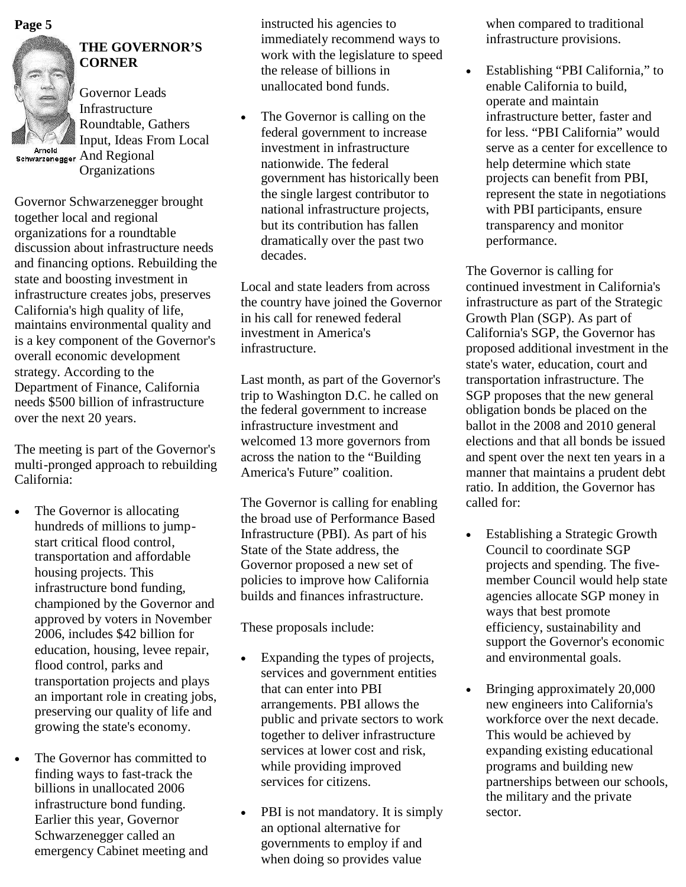## THE GOVERNOR'S CORNER

Arnold Schwarzenegger

### Governor Leads Infrastructure Roundtable, Gathers Input, Ideas From Local And Regional Organizations

Governor Schwarzenegger brought together local and regional organizations for a roundtable discussion about infrastructure needs and financing options. Rebuilding the state and boosting investment in infrastructure creates jobs, preserves California's high quality of life, maintains environmental quality and is a key component of the Governor's overall economic development strategy. According to the Department of Finance, California needs $500 billion of infrastructure over the next 20 years.

The meeting is part of the Governor's multi-pronged approach to rebuilding California:

- The Governor is allocating hundreds of millions to jump-start critical flood control, transportation and affordable housing projects. This infrastructure bond funding, championed by the Governor and approved by voters in November 2006, includes $42 billion for education, housing, levee repair, flood control, parks and transportation projects and plays an important role in creating jobs, preserving our quality of life and growing the state's economy.
- The Governor has committed to finding ways to fast-track the billions in unallocated 2006 infrastructure bond funding. Earlier this year, Governor Schwarzenegger called an emergency Cabinet meeting and instructed his agencies to immediately recommend ways to work with the legislature to speed the release of billions in unallocated bond funds.
- The Governor is calling on the federal government to increase investment in infrastructure nationwide. The federal government has historically been the single largest contributor to national infrastructure projects, but its contribution has fallen dramatically over the past two decades.

Local and state leaders from across the country have joined the Governor in his call for renewed federal investment in America's infrastructure.

Last month, as part of the Governor's trip to Washington D.C. he called on the federal government to increase infrastructure investment and welcomed 13 more governors from across the nation to the "Building America's Future" coalition.

The Governor is calling for enabling the broad use of Performance Based Infrastructure (PBI). As part of his State of the State address, the Governor proposed a new set of policies to improve how California builds and finances infrastructure.

These proposals include:

- Expanding the types of projects, services and government entities that can enter into PBI arrangements. PBI allows the public and private sectors to work together to deliver infrastructure services at lower cost and risk, while providing improved services for citizens.
- PBI is not mandatory. It is simply an optional alternative for governments to employ if and when doing so provides value when compared to traditional infrastructure provisions.
- Establishing "PBI California," to enable California to build, operate and maintain infrastructure better, faster and for less. "PBI California" would serve as a center for excellence to help determine which state projects can benefit from PBI, represent the state in negotiations with PBI participants, ensure transparency and monitor performance.

The Governor is calling for continued investment in California's infrastructure as part of the Strategic Growth Plan (SGP). As part of California's SGP, the Governor has proposed additional investment in the state's water, education, court and transportation infrastructure. The SGP proposes that the new general obligation bonds be placed on the ballot in the 2008 and 2010 general elections and that all bonds be issued and spent over the next ten years in a manner that maintains a prudent debt ratio. In addition, the Governor has called for:

- Establishing a Strategic Growth Council to coordinate SGP projects and spending. The five-member Council would help state agencies allocate SGP money in ways that best promote efficiency, sustainability and support the Governor's economic and environmental goals.
- Bringing approximately 20,000 new engineers into California's workforce over the next decade. This would be achieved by expanding existing educational programs and building new partnerships between our schools, the military and the private sector.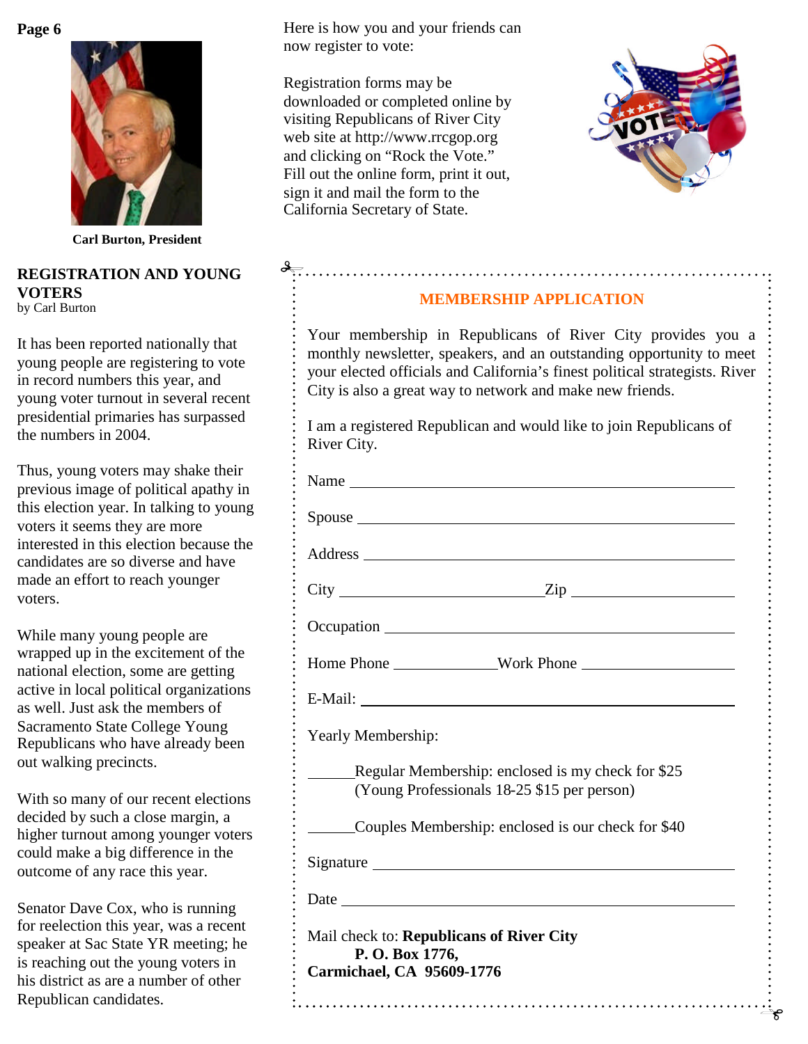Carl Burton, President

## REGISTRATION AND YOUNG VOTERS

by Carl Burton

It has been reported nationally that young people are registering to vote in record numbers this year, and young voter turnout in several recent presidential primaries has surpassed the numbers in 2004.

Thus, young voters may shake their previous image of political apathy in this election year. In talking to young voters it seems they are more interested in this election because the candidates are so diverse and have made an effort to reach younger voters.

While many young people are wrapped up in the excitement of the national election, some are getting active in local political organizations as well. Just ask the members of Sacramento State College Young Republicans who have already been out walking precincts.

With so many of our recent elections decided by such a close margin, a higher turnout among younger voters could make a big difference in the outcome of any race this year.

Senator Dave Cox, who is running for reelection this year, was a recent speaker at Sac State YR meeting; he is reaching out the young voters in his district as are a number of other Republican candidates.

Here is how you and your friends can now register to vote:

Registration forms may be downloaded or completed online by visiting Republicans of River City web site at http://www.rrcgop.org and clicking on "Rock the Vote." Fill out the online form, print it out, sign it and mail the form to the California Secretary of State.

---

## MEMBERSHIP APPLICATION

Your membership in Republicans of River City provides you a monthly newsletter, speakers, and an outstanding opportunity to meet your elected officials and California's finest political strategists. River City is also a great way to network and make new friends.

I am a registered Republican and would like to join Republicans of River City.

Name ______________________________

Spouse ______________________________

Address ______________________________

City ____________________ Zip ______________

Occupation ______________________________

Home Phone ______________ Work Phone ______________

E-Mail: ______________________________

Yearly Membership:

______Regular Membership: enclosed is my check for $25
(Young Professionals 18-25 $15 per person)

______Couples Membership: enclosed is our check for $40

Signature ______________________________

Date ______________________________

Mail check to: **Republicans of River City**
**P. O. Box 1776,**
**Carmichael, CA 95609-1776**